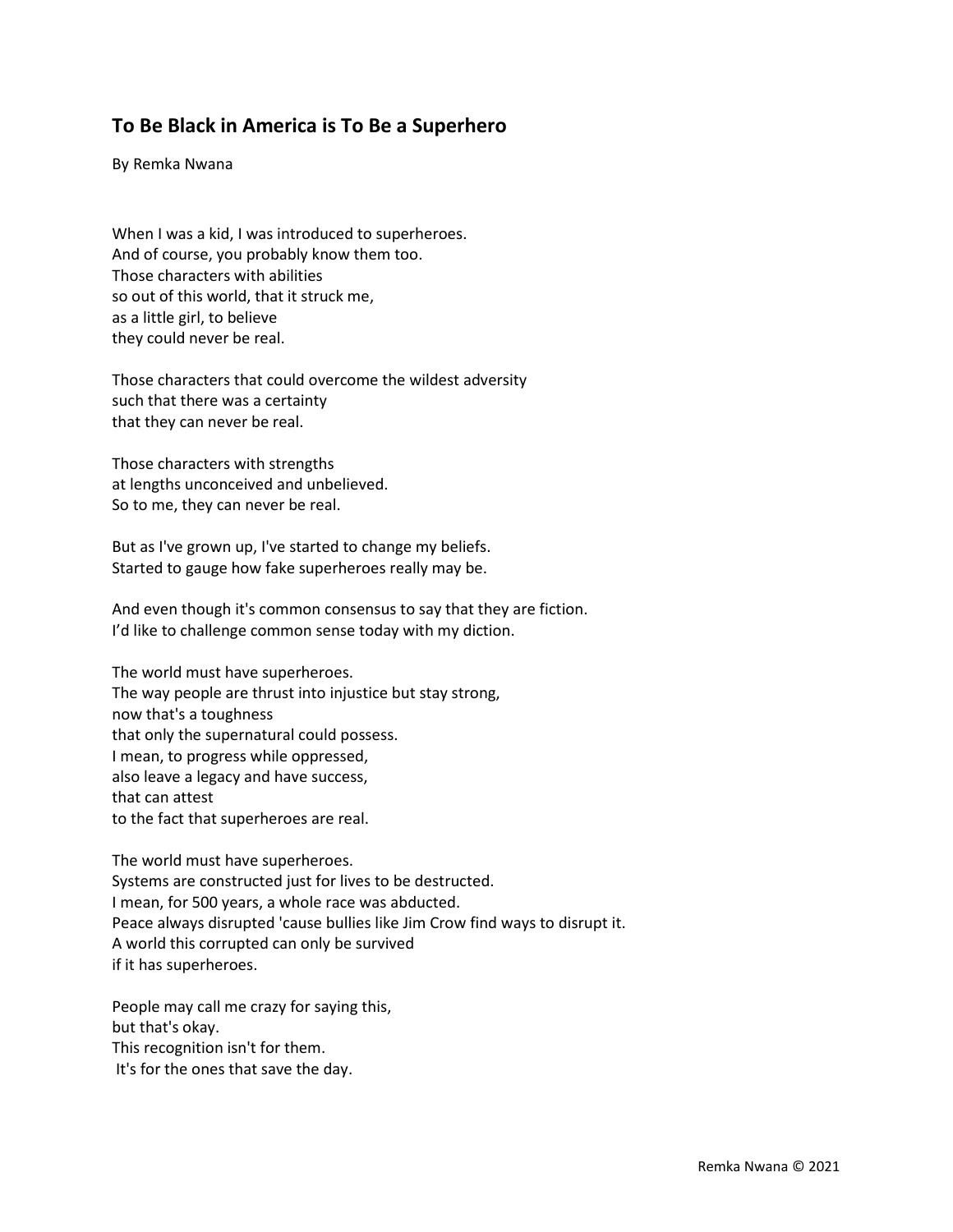## To Be Black in America is To Be a Superhero

By Remka Nwana

When I was a kid, I was introduced to superheroes.
And of course, you probably know them too.
Those characters with abilities
so out of this world, that it struck me,
as a little girl, to believe
they could never be real.

Those characters that could overcome the wildest adversity
such that there was a certainty
that they can never be real.

Those characters with strengths
at lengths unconceived and unbelieved.
So to me, they can never be real.

But as I've grown up, I've started to change my beliefs.
Started to gauge how fake superheroes really may be.

And even though it's common consensus to say that they are fiction.
I'd like to challenge common sense today with my diction.

The world must have superheroes.
The way people are thrust into injustice but stay strong,
now that's a toughness
that only the supernatural could possess.
I mean, to progress while oppressed,
also leave a legacy and have success,
that can attest
to the fact that superheroes are real.

The world must have superheroes.
Systems are constructed just for lives to be destructed.
I mean, for 500 years, a whole race was abducted.
Peace always disrupted 'cause bullies like Jim Crow find ways to disrupt it.
A world this corrupted can only be survived
if it has superheroes.

People may call me crazy for saying this,
but that's okay.
This recognition isn't for them.
It's for the ones that save the day.

Remka Nwana © 2021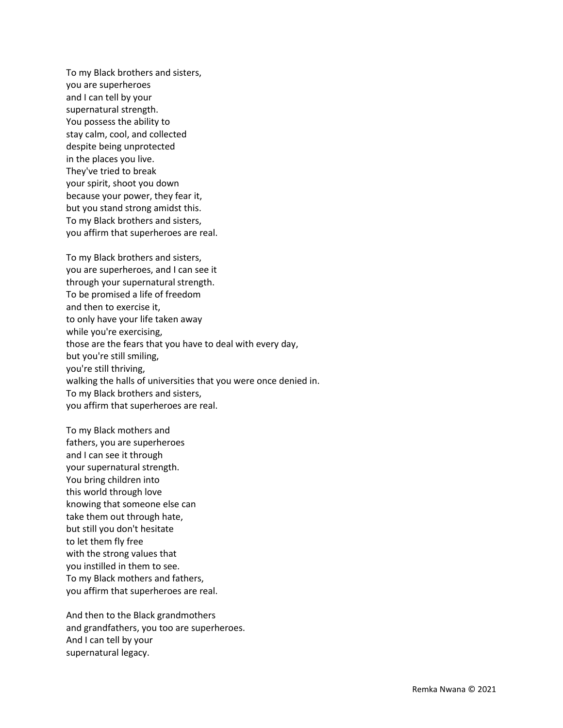To my Black brothers and sisters,  
you are superheroes  
and I can tell by your  
supernatural strength.  
You possess the ability to  
stay calm, cool, and collected  
despite being unprotected  
in the places you live.  
They've tried to break  
your spirit, shoot you down  
because your power, they fear it,  
but you stand strong amidst this.  
To my Black brothers and sisters,  
you affirm that superheroes are real.

To my Black brothers and sisters,  
you are superheroes, and I can see it  
through your supernatural strength.  
To be promised a life of freedom  
and then to exercise it,  
to only have your life taken away  
while you're exercising,  
those are the fears that you have to deal with every day,  
but you're still smiling,  
you're still thriving,  
walking the halls of universities that you were once denied in.  
To my Black brothers and sisters,  
you affirm that superheroes are real.

To my Black mothers and  
fathers, you are superheroes  
and I can see it through  
your supernatural strength.  
You bring children into  
this world through love  
knowing that someone else can  
take them out through hate,  
but still you don't hesitate  
to let them fly free  
with the strong values that  
you instilled in them to see.  
To my Black mothers and fathers,  
you affirm that superheroes are real.

And then to the Black grandmothers  
and grandfathers, you too are superheroes.  
And I can tell by your  
supernatural legacy.

Remka Nwana © 2021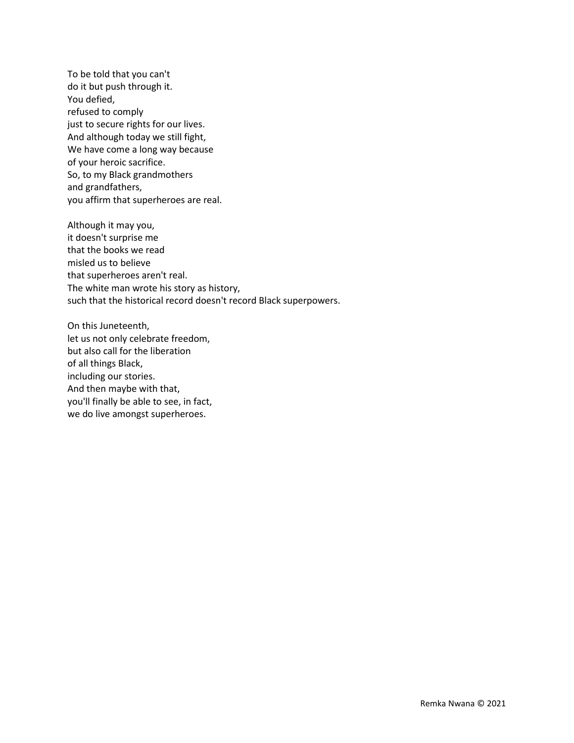To be told that you can't
do it but push through it.
You defied,
refused to comply
just to secure rights for our lives.
And although today we still fight,
We have come a long way because
of your heroic sacrifice.
So, to my Black grandmothers
and grandfathers,
you affirm that superheroes are real.

Although it may you,
it doesn't surprise me
that the books we read
misled us to believe
that superheroes aren't real.
The white man wrote his story as history,
such that the historical record doesn't record Black superpowers.

On this Juneteenth,
let us not only celebrate freedom,
but also call for the liberation
of all things Black,
including our stories.
And then maybe with that,
you'll finally be able to see, in fact,
we do live amongst superheroes.